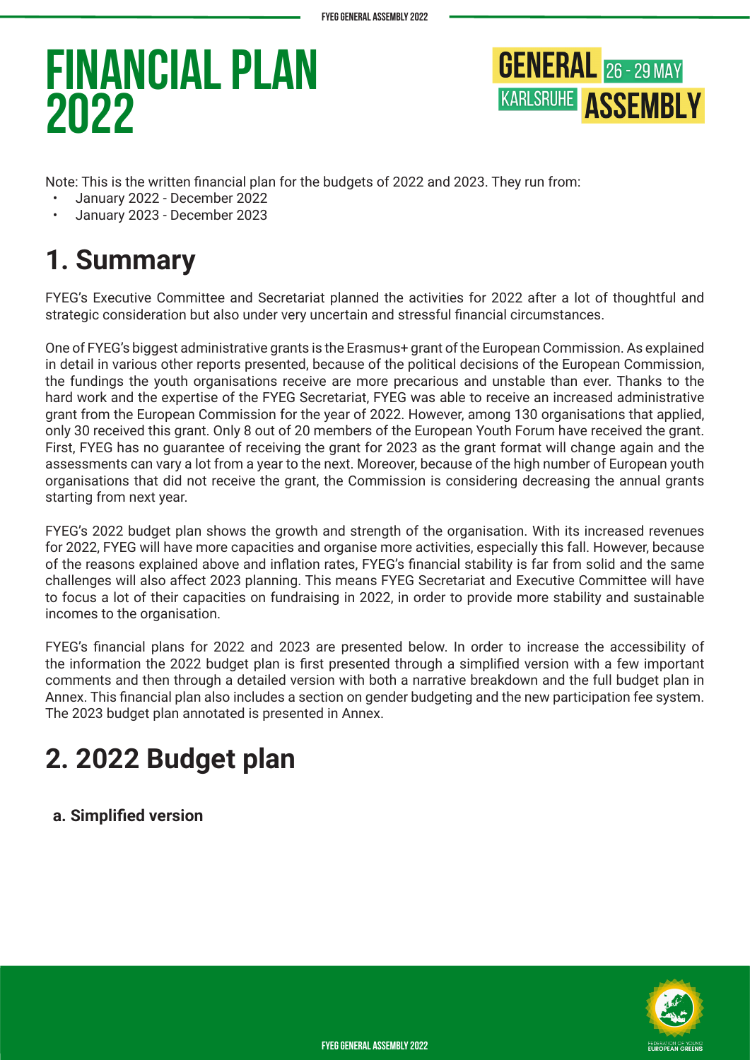# FINANCIAL PLAN 2022

GENERAL ASSEMBLY
26 - 29 MAY
KARLSRUHE

Note: This is the written financial plan for the budgets of 2022 and 2023. They run from:

- January 2022 - December 2022
- January 2023 - December 2023

## 1. Summary

FYEG's Executive Committee and Secretariat planned the activities for 2022 after a lot of thoughtful and strategic consideration but also under very uncertain and stressful financial circumstances.

One of FYEG's biggest administrative grants is the Erasmus+ grant of the European Commission. As explained in detail in various other reports presented, because of the political decisions of the European Commission, the fundings the youth organisations receive are more precarious and unstable than ever. Thanks to the hard work and the expertise of the FYEG Secretariat, FYEG was able to receive an increased administrative grant from the European Commission for the year of 2022. However, among 130 organisations that applied, only 30 received this grant. Only 8 out of 20 members of the European Youth Forum have received the grant. First, FYEG has no guarantee of receiving the grant for 2023 as the grant format will change again and the assessments can vary a lot from a year to the next. Moreover, because of the high number of European youth organisations that did not receive the grant, the Commission is considering decreasing the annual grants starting from next year.

FYEG's 2022 budget plan shows the growth and strength of the organisation. With its increased revenues for 2022, FYEG will have more capacities and organise more activities, especially this fall. However, because of the reasons explained above and inflation rates, FYEG's financial stability is far from solid and the same challenges will also affect 2023 planning. This means FYEG Secretariat and Executive Committee will have to focus a lot of their capacities on fundraising in 2022, in order to provide more stability and sustainable incomes to the organisation.

FYEG's financial plans for 2022 and 2023 are presented below. In order to increase the accessibility of the information the 2022 budget plan is first presented through a simplified version with a few important comments and then through a detailed version with both a narrative breakdown and the full budget plan in Annex. This financial plan also includes a section on gender budgeting and the new participation fee system. The 2023 budget plan annotated is presented in Annex.

## 2. 2022 Budget plan

### a. Simplified version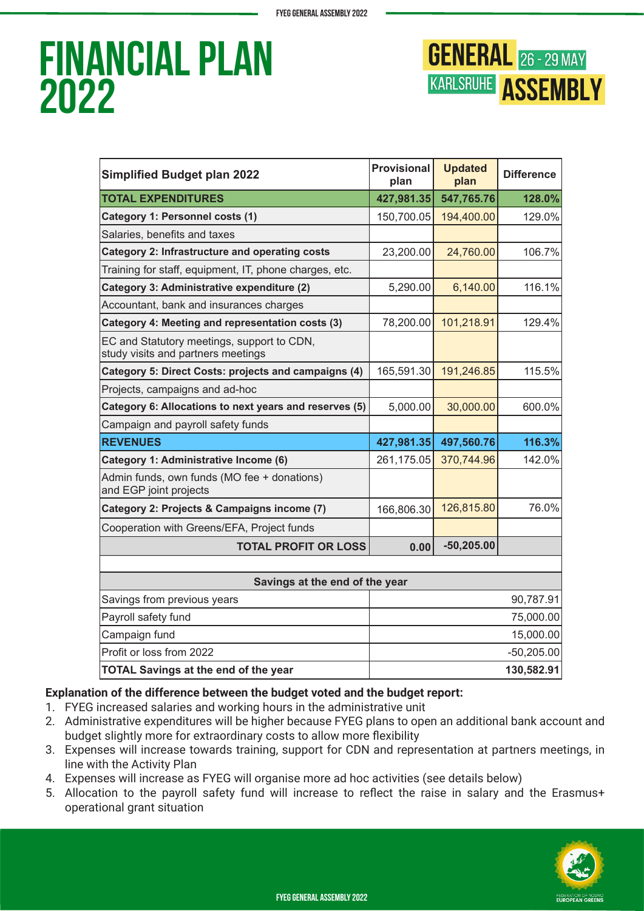# FINANCIAL PLAN 2022

GENERAL ASSEMBLY 26 - 29 MAY KARLSRUHE

| Simplified Budget plan 2022 | Provisional plan | Updated plan | Difference |
|---|---|---|---|
| **TOTAL EXPENDITURES** | **427,981.35** | **547,765.76** | **128.0%** |
| **Category 1: Personnel costs (1)** | 150,700.05 | 194,400.00 | 129.0% |
| Salaries, benefits and taxes | | | |
| **Category 2: Infrastructure and operating costs** | 23,200.00 | 24,760.00 | 106.7% |
| Training for staff, equipment, IT, phone charges, etc. | | | |
| **Category 3: Administrative expenditure (2)** | 5,290.00 | 6,140.00 | 116.1% |
| Accountant, bank and insurances charges | | | |
| **Category 4: Meeting and representation costs (3)** | 78,200.00 | 101,218.91 | 129.4% |
| EC and Statutory meetings, support to CDN, study visits and partners meetings | | | |
| **Category 5: Direct Costs: projects and campaigns (4)** | 165,591.30 | 191,246.85 | 115.5% |
| Projects, campaigns and ad-hoc | | | |
| **Category 6: Allocations to next years and reserves (5)** | 5,000.00 | 30,000.00 | 600.0% |
| Campaign and payroll safety funds | | | |
| **REVENUES** | **427,981.35** | **497,560.76** | **116.3%** |
| **Category 1: Administrative Income (6)** | 261,175.05 | 370,744.96 | 142.0% |
| Admin funds, own funds (MO fee + donations) and EGP joint projects | | | |
| **Category 2: Projects & Campaigns income (7)** | 166,806.30 | 126,815.80 | 76.0% |
| Cooperation with Greens/EFA, Project funds | | | |
| **TOTAL PROFIT OR LOSS** | **0.00** | **-50,205.00** | |

| Savings at the end of the year | |
|---|---|
| Savings from previous years | 90,787.91 |
| Payroll safety fund | 75,000.00 |
| Campaign fund | 15,000.00 |
| Profit or loss from 2022 | -50,205.00 |
| **TOTAL Savings at the end of the year** | **130,582.91** |

**Explanation of the difference between the budget voted and the budget report:**

1. FYEG increased salaries and working hours in the administrative unit
2. Administrative expenditures will be higher because FYEG plans to open an additional bank account and budget slightly more for extraordinary costs to allow more flexibility
3. Expenses will increase towards training, support for CDN and representation at partners meetings, in line with the Activity Plan
4. Expenses will increase as FYEG will organise more ad hoc activities (see details below)
5. Allocation to the payroll safety fund will increase to reflect the raise in salary and the Erasmus+ operational grant situation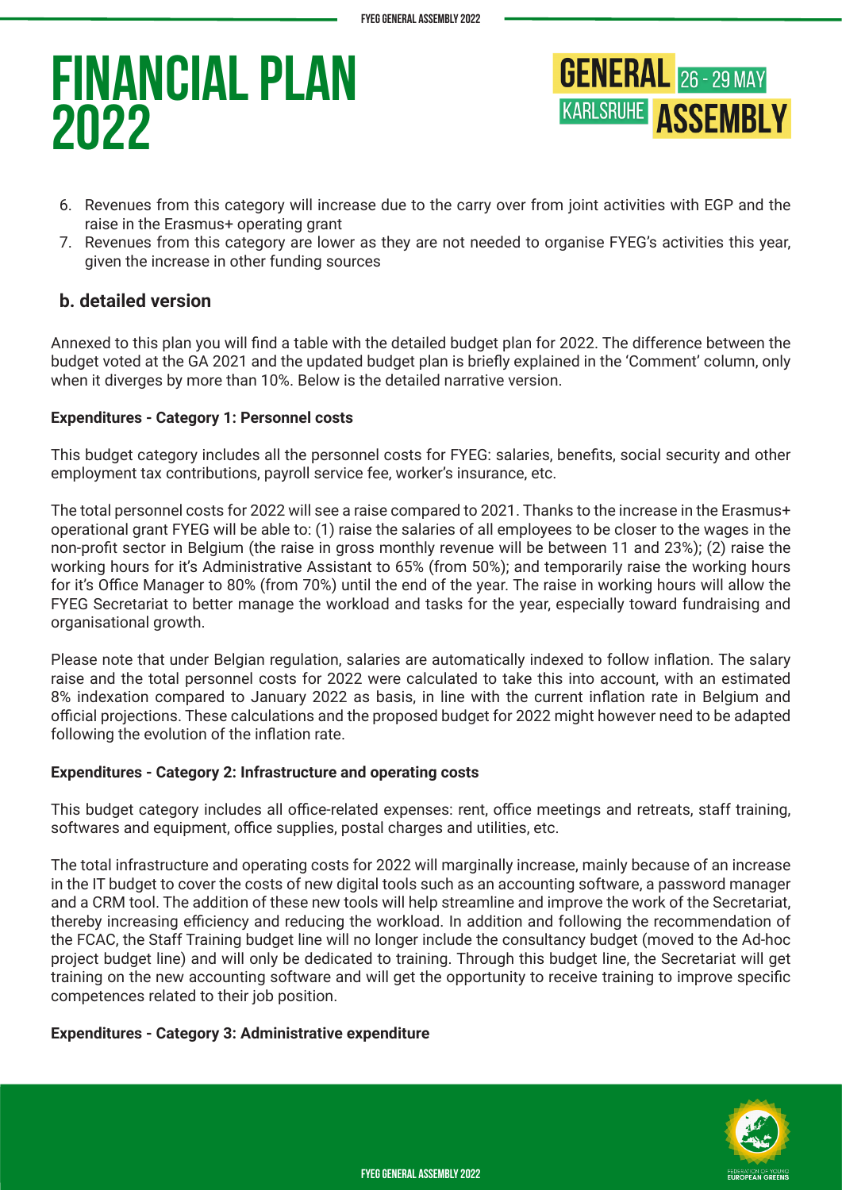# FINANCIAL PLAN 2022

6. Revenues from this category will increase due to the carry over from joint activities with EGP and the raise in the Erasmus+ operating grant
7. Revenues from this category are lower as they are not needed to organise FYEG's activities this year, given the increase in other funding sources

## b. detailed version

Annexed to this plan you will find a table with the detailed budget plan for 2022. The difference between the budget voted at the GA 2021 and the updated budget plan is briefly explained in the 'Comment' column, only when it diverges by more than 10%. Below is the detailed narrative version.

**Expenditures - Category 1: Personnel costs**

This budget category includes all the personnel costs for FYEG: salaries, benefits, social security and other employment tax contributions, payroll service fee, worker's insurance, etc.

The total personnel costs for 2022 will see a raise compared to 2021. Thanks to the increase in the Erasmus+ operational grant FYEG will be able to: (1) raise the salaries of all employees to be closer to the wages in the non-profit sector in Belgium (the raise in gross monthly revenue will be between 11 and 23%); (2) raise the working hours for it's Administrative Assistant to 65% (from 50%); and temporarily raise the working hours for it's Office Manager to 80% (from 70%) until the end of the year. The raise in working hours will allow the FYEG Secretariat to better manage the workload and tasks for the year, especially toward fundraising and organisational growth.

Please note that under Belgian regulation, salaries are automatically indexed to follow inflation. The salary raise and the total personnel costs for 2022 were calculated to take this into account, with an estimated 8% indexation compared to January 2022 as basis, in line with the current inflation rate in Belgium and official projections. These calculations and the proposed budget for 2022 might however need to be adapted following the evolution of the inflation rate.

**Expenditures - Category 2: Infrastructure and operating costs**

This budget category includes all office-related expenses: rent, office meetings and retreats, staff training, softwares and equipment, office supplies, postal charges and utilities, etc.

The total infrastructure and operating costs for 2022 will marginally increase, mainly because of an increase in the IT budget to cover the costs of new digital tools such as an accounting software, a password manager and a CRM tool. The addition of these new tools will help streamline and improve the work of the Secretariat, thereby increasing efficiency and reducing the workload. In addition and following the recommendation of the FCAC, the Staff Training budget line will no longer include the consultancy budget (moved to the Ad-hoc project budget line) and will only be dedicated to training. Through this budget line, the Secretariat will get training on the new accounting software and will get the opportunity to receive training to improve specific competences related to their job position.

**Expenditures - Category 3: Administrative expenditure**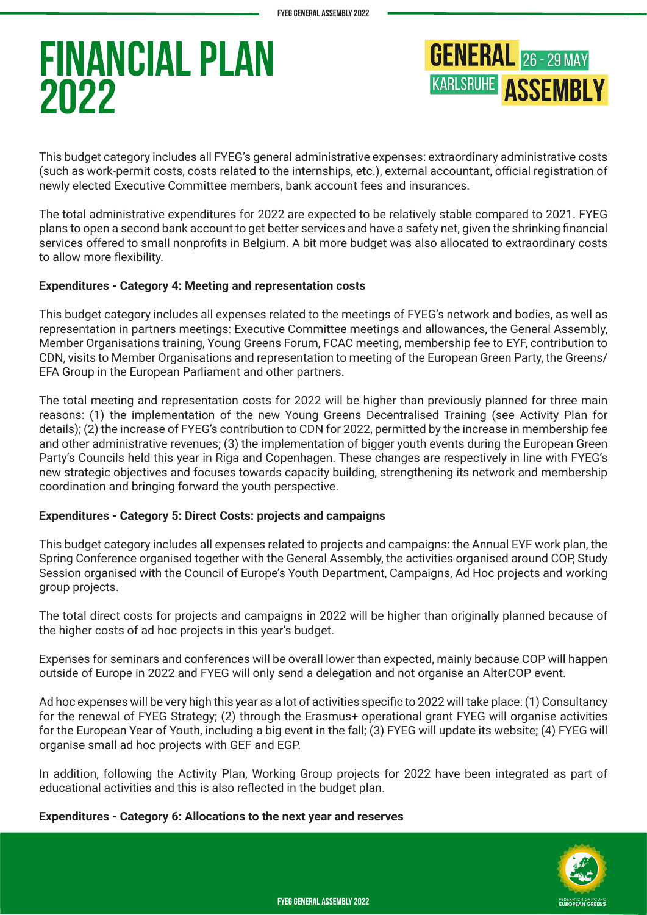# FINANCIAL PLAN 2022

This budget category includes all FYEG's general administrative expenses: extraordinary administrative costs (such as work-permit costs, costs related to the internships, etc.), external accountant, official registration of newly elected Executive Committee members, bank account fees and insurances.

The total administrative expenditures for 2022 are expected to be relatively stable compared to 2021. FYEG plans to open a second bank account to get better services and have a safety net, given the shrinking financial services offered to small nonprofits in Belgium. A bit more budget was also allocated to extraordinary costs to allow more flexibility.

**Expenditures - Category 4: Meeting and representation costs**

This budget category includes all expenses related to the meetings of FYEG's network and bodies, as well as representation in partners meetings: Executive Committee meetings and allowances, the General Assembly, Member Organisations training, Young Greens Forum, FCAC meeting, membership fee to EYF, contribution to CDN, visits to Member Organisations and representation to meeting of the European Green Party, the Greens/EFA Group in the European Parliament and other partners.

The total meeting and representation costs for 2022 will be higher than previously planned for three main reasons: (1) the implementation of the new Young Greens Decentralised Training (see Activity Plan for details); (2) the increase of FYEG's contribution to CDN for 2022, permitted by the increase in membership fee and other administrative revenues; (3) the implementation of bigger youth events during the European Green Party's Councils held this year in Riga and Copenhagen. These changes are respectively in line with FYEG's new strategic objectives and focuses towards capacity building, strengthening its network and membership coordination and bringing forward the youth perspective.

**Expenditures - Category 5: Direct Costs: projects and campaigns**

This budget category includes all expenses related to projects and campaigns: the Annual EYF work plan, the Spring Conference organised together with the General Assembly, the activities organised around COP, Study Session organised with the Council of Europe's Youth Department, Campaigns, Ad Hoc projects and working group projects.

The total direct costs for projects and campaigns in 2022 will be higher than originally planned because of the higher costs of ad hoc projects in this year's budget.

Expenses for seminars and conferences will be overall lower than expected, mainly because COP will happen outside of Europe in 2022 and FYEG will only send a delegation and not organise an AlterCOP event.

Ad hoc expenses will be very high this year as a lot of activities specific to 2022 will take place: (1) Consultancy for the renewal of FYEG Strategy; (2) through the Erasmus+ operational grant FYEG will organise activities for the European Year of Youth, including a big event in the fall; (3) FYEG will update its website; (4) FYEG will organise small ad hoc projects with GEF and EGP.

In addition, following the Activity Plan, Working Group projects for 2022 have been integrated as part of educational activities and this is also reflected in the budget plan.

**Expenditures - Category 6: Allocations to the next year and reserves**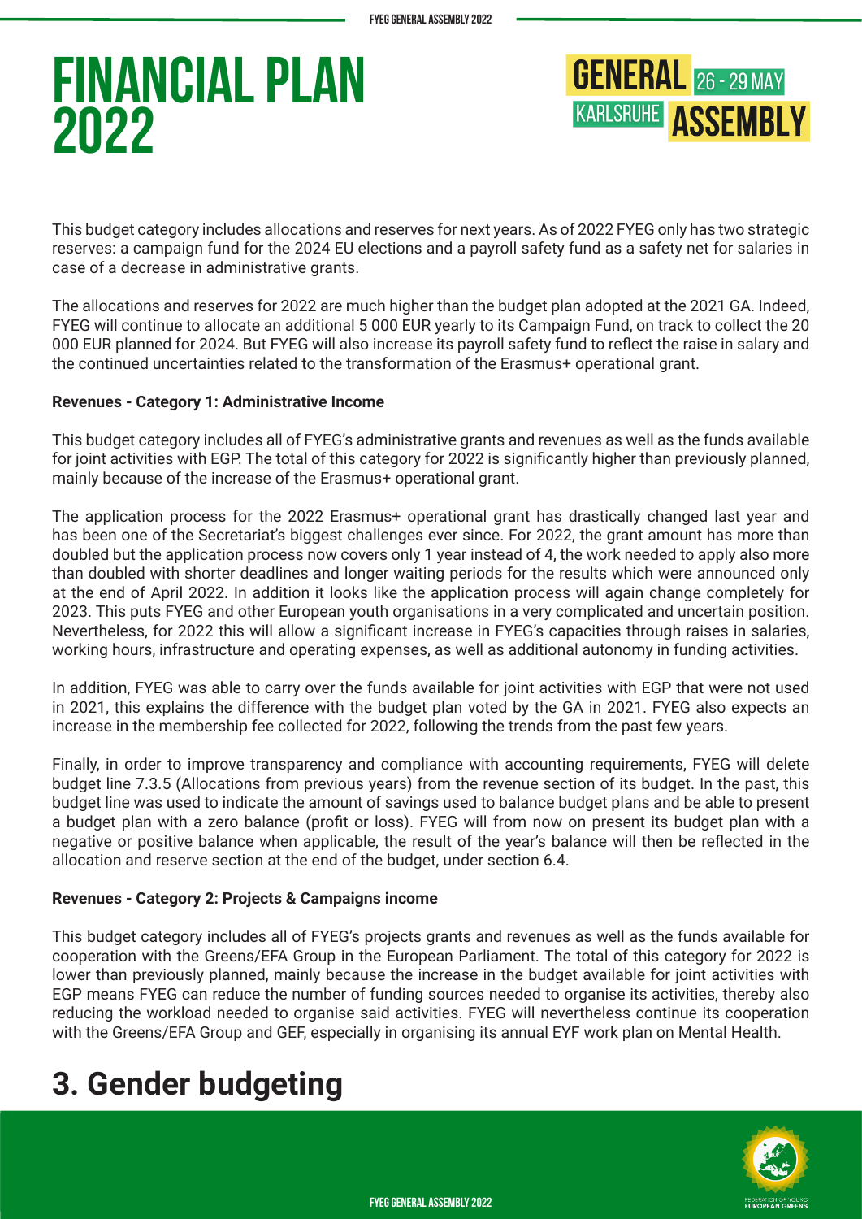# FINANCIAL PLAN 2022

This budget category includes allocations and reserves for next years. As of 2022 FYEG only has two strategic reserves: a campaign fund for the 2024 EU elections and a payroll safety fund as a safety net for salaries in case of a decrease in administrative grants.

The allocations and reserves for 2022 are much higher than the budget plan adopted at the 2021 GA. Indeed, FYEG will continue to allocate an additional 5 000 EUR yearly to its Campaign Fund, on track to collect the 20 000 EUR planned for 2024. But FYEG will also increase its payroll safety fund to reflect the raise in salary and the continued uncertainties related to the transformation of the Erasmus+ operational grant.

**Revenues - Category 1: Administrative Income**

This budget category includes all of FYEG's administrative grants and revenues as well as the funds available for joint activities with EGP. The total of this category for 2022 is significantly higher than previously planned, mainly because of the increase of the Erasmus+ operational grant.

The application process for the 2022 Erasmus+ operational grant has drastically changed last year and has been one of the Secretariat's biggest challenges ever since. For 2022, the grant amount has more than doubled but the application process now covers only 1 year instead of 4, the work needed to apply also more than doubled with shorter deadlines and longer waiting periods for the results which were announced only at the end of April 2022. In addition it looks like the application process will again change completely for 2023. This puts FYEG and other European youth organisations in a very complicated and uncertain position. Nevertheless, for 2022 this will allow a significant increase in FYEG's capacities through raises in salaries, working hours, infrastructure and operating expenses, as well as additional autonomy in funding activities.

In addition, FYEG was able to carry over the funds available for joint activities with EGP that were not used in 2021, this explains the difference with the budget plan voted by the GA in 2021. FYEG also expects an increase in the membership fee collected for 2022, following the trends from the past few years.

Finally, in order to improve transparency and compliance with accounting requirements, FYEG will delete budget line 7.3.5 (Allocations from previous years) from the revenue section of its budget. In the past, this budget line was used to indicate the amount of savings used to balance budget plans and be able to present a budget plan with a zero balance (profit or loss). FYEG will from now on present its budget plan with a negative or positive balance when applicable, the result of the year's balance will then be reflected in the allocation and reserve section at the end of the budget, under section 6.4.

**Revenues - Category 2: Projects & Campaigns income**

This budget category includes all of FYEG's projects grants and revenues as well as the funds available for cooperation with the Greens/EFA Group in the European Parliament. The total of this category for 2022 is lower than previously planned, mainly because the increase in the budget available for joint activities with EGP means FYEG can reduce the number of funding sources needed to organise its activities, thereby also reducing the workload needed to organise said activities. FYEG will nevertheless continue its cooperation with the Greens/EFA Group and GEF, especially in organising its annual EYF work plan on Mental Health.

## 3. Gender budgeting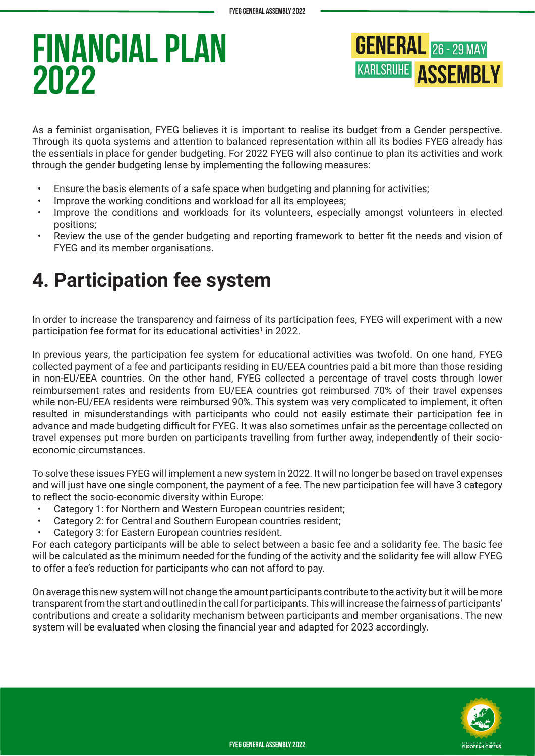# FINANCIAL PLAN 2022

As a feminist organisation, FYEG believes it is important to realise its budget from a Gender perspective. Through its quota systems and attention to balanced representation within all its bodies FYEG already has the essentials in place for gender budgeting. For 2022 FYEG will also continue to plan its activities and work through the gender budgeting lense by implementing the following measures:

- Ensure the basis elements of a safe space when budgeting and planning for activities;
- Improve the working conditions and workload for all its employees;
- Improve the conditions and workloads for its volunteers, especially amongst volunteers in elected positions;
- Review the use of the gender budgeting and reporting framework to better fit the needs and vision of FYEG and its member organisations.

## 4. Participation fee system

In order to increase the transparency and fairness of its participation fees, FYEG will experiment with a new participation fee format for its educational activities[1] in 2022.

In previous years, the participation fee system for educational activities was twofold. On one hand, FYEG collected payment of a fee and participants residing in EU/EEA countries paid a bit more than those residing in non-EU/EEA countries. On the other hand, FYEG collected a percentage of travel costs through lower reimbursement rates and residents from EU/EEA countries got reimbursed 70% of their travel expenses while non-EU/EEA residents were reimbursed 90%. This system was very complicated to implement, it often resulted in misunderstandings with participants who could not easily estimate their participation fee in advance and made budgeting difficult for FYEG. It was also sometimes unfair as the percentage collected on travel expenses put more burden on participants travelling from further away, independently of their socio-economic circumstances.

To solve these issues FYEG will implement a new system in 2022. It will no longer be based on travel expenses and will just have one single component, the payment of a fee. The new participation fee will have 3 category to reflect the socio-economic diversity within Europe:

- Category 1: for Northern and Western European countries resident;
- Category 2: for Central and Southern European countries resident;
- Category 3: for Eastern European countries resident.

For each category participants will be able to select between a basic fee and a solidarity fee. The basic fee will be calculated as the minimum needed for the funding of the activity and the solidarity fee will allow FYEG to offer a fee's reduction for participants who can not afford to pay.

On average this new system will not change the amount participants contribute to the activity but it will be more transparent from the start and outlined in the call for participants. This will increase the fairness of participants' contributions and create a solidarity mechanism between participants and member organisations. The new system will be evaluated when closing the financial year and adapted for 2023 accordingly.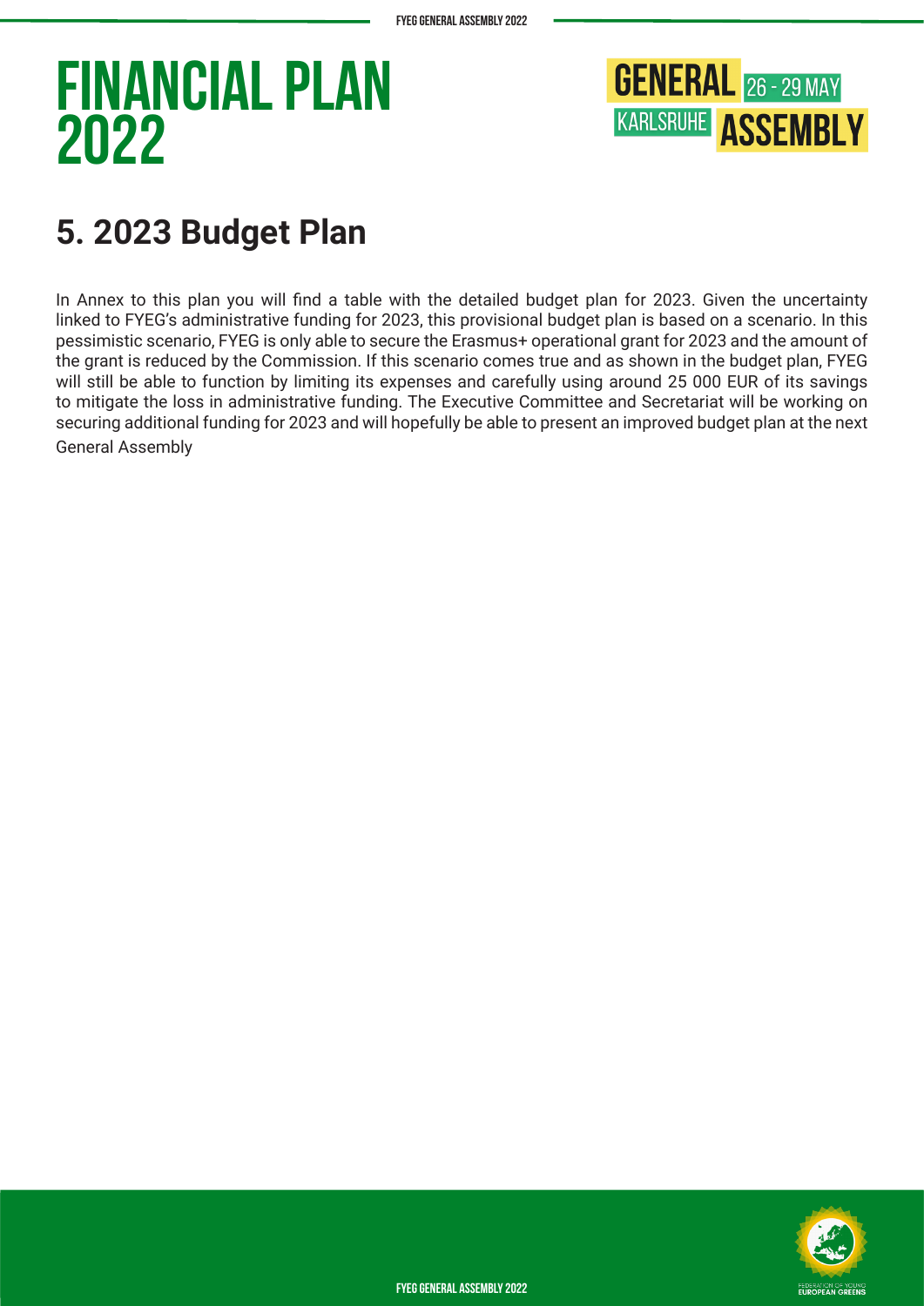# FINANCIAL PLAN 2022

GENERAL ASSEMBLY 26 - 29 MAY KARLSRUHE

## 5. 2023 Budget Plan

In Annex to this plan you will find a table with the detailed budget plan for 2023. Given the uncertainty linked to FYEG's administrative funding for 2023, this provisional budget plan is based on a scenario. In this pessimistic scenario, FYEG is only able to secure the Erasmus+ operational grant for 2023 and the amount of the grant is reduced by the Commission. If this scenario comes true and as shown in the budget plan, FYEG will still be able to function by limiting its expenses and carefully using around 25 000 EUR of its savings to mitigate the loss in administrative funding. The Executive Committee and Secretariat will be working on securing additional funding for 2023 and will hopefully be able to present an improved budget plan at the next General Assembly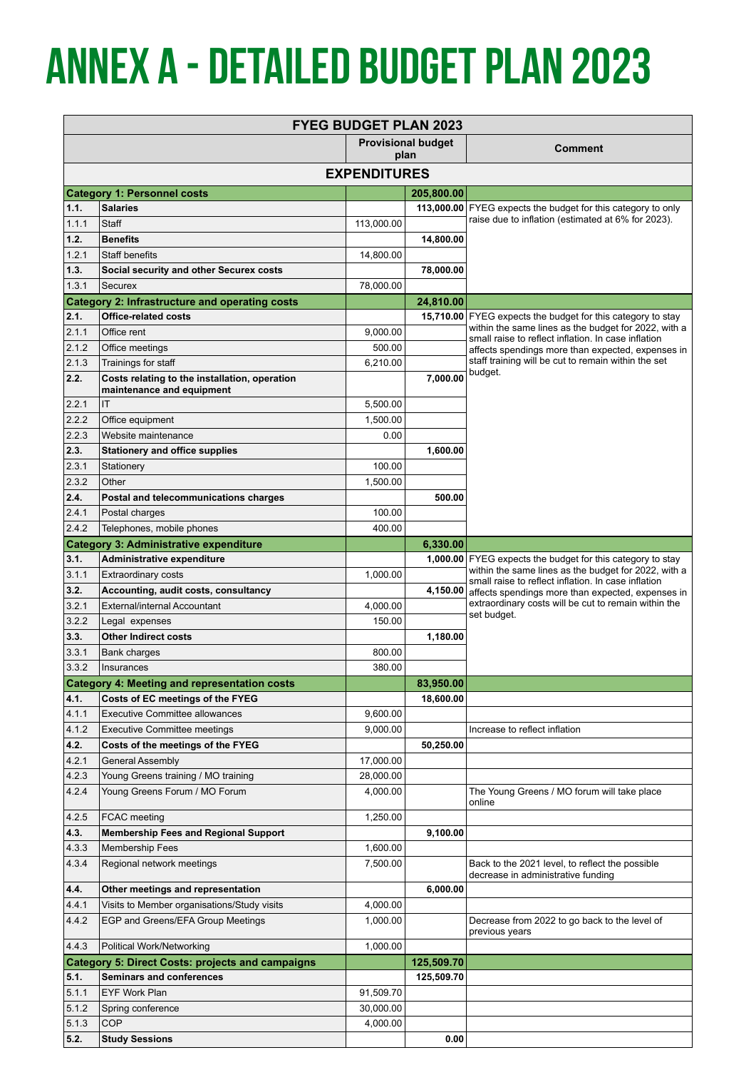# ANNEX A - DETAILED BUDGET PLAN 2023

| FYEG BUDGET PLAN 2023 | | | | |
|---|---|---|---|---|
| | | Provisional budget plan | | Comment |
| **EXPENDITURES** | | | | |
| **Category 1: Personnel costs** | | | **205,800.00** | |
| **1.1.** | **Salaries** | | **113,000.00** | FYEG expects the budget for this category to only raise due to inflation (estimated at 6% for 2023). |
| 1.1.1 | Staff | 113,000.00 | | |
| **1.2.** | **Benefits** | | **14,800.00** | |
| 1.2.1 | Staff benefits | 14,800.00 | | |
| **1.3.** | **Social security and other Securex costs** | | **78,000.00** | |
| 1.3.1 | Securex | 78,000.00 | | |
| **Category 2: Infrastructure and operating costs** | | | **24,810.00** | |
| **2.1.** | **Office-related costs** | | **15,710.00** | FYEG expects the budget for this category to stay within the same lines as the budget for 2022, with a small raise to reflect inflation. In case inflation affects spendings more than expected, expenses in staff training will be cut to remain within the set budget. |
| 2.1.1 | Office rent | 9,000.00 | | |
| 2.1.2 | Office meetings | 500.00 | | |
| 2.1.3 | Trainings for staff | 6,210.00 | | |
| **2.2.** | **Costs relating to the installation, operation maintenance and equipment** | | **7,000.00** | |
| 2.2.1 | IT | 5,500.00 | | |
| 2.2.2 | Office equipment | 1,500.00 | | |
| 2.2.3 | Website maintenance | 0.00 | | |
| **2.3.** | **Stationery and office supplies** | | **1,600.00** | |
| 2.3.1 | Stationery | 100.00 | | |
| 2.3.2 | Other | 1,500.00 | | |
| **2.4.** | **Postal and telecommunications charges** | | **500.00** | |
| 2.4.1 | Postal charges | 100.00 | | |
| 2.4.2 | Telephones, mobile phones | 400.00 | | |
| **Category 3: Administrative expenditure** | | | **6,330.00** | |
| **3.1.** | **Administrative expenditure** | | **1,000.00** | FYEG expects the budget for this category to stay within the same lines as the budget for 2022, with a small raise to reflect inflation. In case inflation affects spendings more than expected, expenses in extraordinary costs will be cut to remain within the set budget. |
| 3.1.1 | Extraordinary costs | 1,000.00 | | |
| **3.2.** | **Accounting, audit costs, consultancy** | | **4,150.00** | |
| 3.2.1 | External/internal Accountant | 4,000.00 | | |
| 3.2.2 | Legal expenses | 150.00 | | |
| **3.3.** | **Other Indirect costs** | | **1,180.00** | |
| 3.3.1 | Bank charges | 800.00 | | |
| 3.3.2 | Insurances | 380.00 | | |
| **Category 4: Meeting and representation costs** | | | **83,950.00** | |
| **4.1.** | **Costs of EC meetings of the FYEG** | | **18,600.00** | |
| 4.1.1 | Executive Committee allowances | 9,600.00 | | |
| 4.1.2 | Executive Committee meetings | 9,000.00 | | Increase to reflect inflation |
| **4.2.** | **Costs of the meetings of the FYEG** | | **50,250.00** | |
| 4.2.1 | General Assembly | 17,000.00 | | |
| 4.2.3 | Young Greens training / MO training | 28,000.00 | | |
| 4.2.4 | Young Greens Forum / MO Forum | 4,000.00 | | The Young Greens / MO forum will take place online |
| 4.2.5 | FCAC meeting | 1,250.00 | | |
| **4.3.** | **Membership Fees and Regional Support** | | **9,100.00** | |
| 4.3.3 | Membership Fees | 1,600.00 | | |
| 4.3.4 | Regional network meetings | 7,500.00 | | Back to the 2021 level, to reflect the possible decrease in administrative funding |
| **4.4.** | **Other meetings and representation** | | **6,000.00** | |
| 4.4.1 | Visits to Member organisations/Study visits | 4,000.00 | | |
| 4.4.2 | EGP and Greens/EFA Group Meetings | 1,000.00 | | Decrease from 2022 to go back to the level of previous years |
| 4.4.3 | Political Work/Networking | 1,000.00 | | |
| **Category 5: Direct Costs: projects and campaigns** | | | **125,509.70** | |
| **5.1.** | **Seminars and conferences** | | **125,509.70** | |
| 5.1.1 | EYF Work Plan | 91,509.70 | | |
| 5.1.2 | Spring conference | 30,000.00 | | |
| 5.1.3 | COP | 4,000.00 | | |
| **5.2.** | **Study Sessions** | | **0.00** | |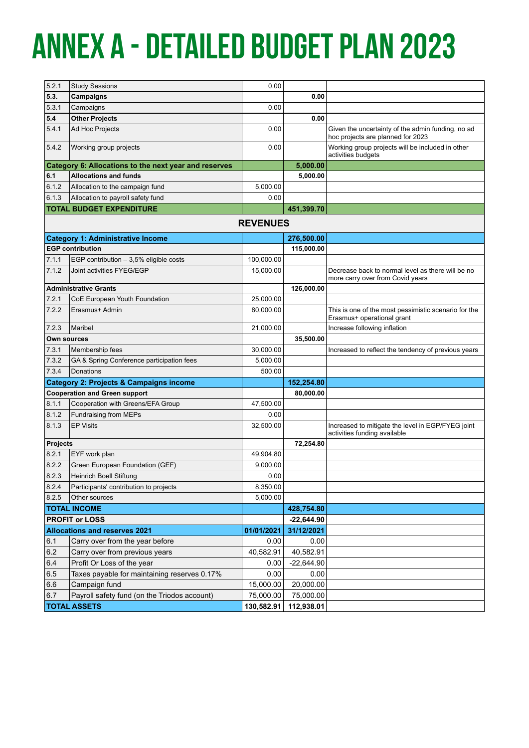# ANNEX A - DETAILED BUDGET PLAN 2023

| | | | | |
|---|---|---|---|---|
| 5.2.1 | Study Sessions | 0.00 | | |
| **5.3.** | **Campaigns** | | **0.00** | |
| 5.3.1 | Campaigns | 0.00 | | |
| **5.4** | **Other Projects** | | **0.00** | |
| 5.4.1 | Ad Hoc Projects | 0.00 | | Given the uncertainty of the admin funding, no ad hoc projects are planned for 2023 |
| 5.4.2 | Working group projects | 0.00 | | Working group projects will be included in other activities budgets |
| **Category 6: Allocations to the next year and reserves** | | | **5,000.00** | |
| **6.1** | **Allocations and funds** | | **5,000.00** | |
| 6.1.2 | Allocation to the campaign fund | 5,000.00 | | |
| 6.1.3 | Allocation to payroll safety fund | 0.00 | | |
| **TOTAL BUDGET EXPENDITURE** | | | **451,399.70** | |
| | | **REVENUES** | | |
| **Category 1: Administrative Income** | | | **276,500.00** | |
| **EGP contribution** | | | **115,000.00** | |
| 7.1.1 | EGP contribution – 3,5% eligible costs | 100,000.00 | | |
| 7.1.2 | Joint activities FYEG/EGP | 15,000.00 | | Decrease back to normal level as there will be no more carry over from Covid years |
| **Administrative Grants** | | | **126,000.00** | |
| 7.2.1 | CoE European Youth Foundation | 25,000.00 | | |
| 7.2.2 | Erasmus+ Admin | 80,000.00 | | This is one of the most pessimistic scenario for the Erasmus+ operational grant |
| 7.2.3 | Maribel | 21,000.00 | | Increase following inflation |
| **Own sources** | | | **35,500.00** | |
| 7.3.1 | Membership fees | 30,000.00 | | Increased to reflect the tendency of previous years |
| 7.3.2 | GA & Spring Conference participation fees | 5,000.00 | | |
| 7.3.4 | Donations | 500.00 | | |
| **Category 2: Projects & Campaigns income** | | | **152,254.80** | |
| **Cooperation and Green support** | | | **80,000.00** | |
| 8.1.1 | Cooperation with Greens/EFA Group | 47,500.00 | | |
| 8.1.2 | Fundraising from MEPs | 0.00 | | |
| 8.1.3 | EP Visits | 32,500.00 | | Increased to mitigate the level in EGP/FYEG joint activities funding available |
| **Projects** | | | **72,254.80** | |
| 8.2.1 | EYF work plan | 49,904.80 | | |
| 8.2.2 | Green European Foundation (GEF) | 9,000.00 | | |
| 8.2.3 | Heinrich Boell Stiftung | 0.00 | | |
| 8.2.4 | Participants' contribution to projects | 8,350.00 | | |
| 8.2.5 | Other sources | 5,000.00 | | |
| **TOTAL INCOME** | | | **428,754.80** | |
| **PROFIT or LOSS** | | | **-22,644.90** | |
| **Allocations and reserves 2021** | | **01/01/2021** | **31/12/2021** | |
| 6.1 | Carry over from the year before | 0.00 | 0.00 | |
| 6.2 | Carry over from previous years | 40,582.91 | 40,582.91 | |
| 6.4 | Profit Or Loss of the year | 0.00 | -22,644.90 | |
| 6.5 | Taxes payable for maintaining reserves 0.17% | 0.00 | 0.00 | |
| 6.6 | Campaign fund | 15,000.00 | 20,000.00 | |
| 6.7 | Payroll safety fund (on the Triodos account) | 75,000.00 | 75,000.00 | |
| **TOTAL ASSETS** | | **130,582.91** | **112,938.01** | |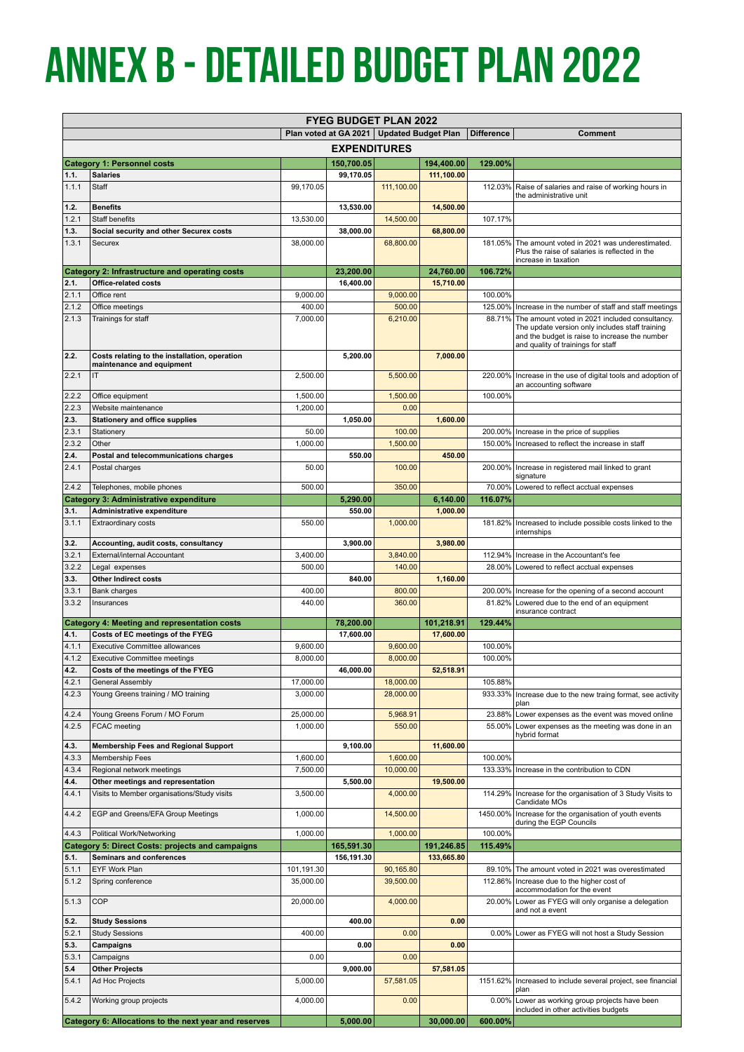# ANNEX B - DETAILED BUDGET PLAN 2022

| FYEG BUDGET PLAN 2022 | | | | | | | |
|---|---|---|---|---|---|---|---|
| | | Plan voted at GA 2021 | | Updated Budget Plan | | Difference | Comment |
| **EXPENDITURES** | | | | | | | |
| **Category 1: Personnel costs** | | | **150,700.05** | | **194,400.00** | **129.00%** | |
| **1.1.** | **Salaries** | | **99,170.05** | | **111,100.00** | | |
| 1.1.1 | Staff | 99,170.05 | | 111,100.00 | | 112.03% | Raise of salaries and raise of working hours in the administrative unit |
| **1.2.** | **Benefits** | | **13,530.00** | | **14,500.00** | | |
| 1.2.1 | Staff benefits | 13,530.00 | | 14,500.00 | | 107.17% | |
| **1.3.** | **Social security and other Securex costs** | | **38,000.00** | | **68,800.00** | | |
| 1.3.1 | Securex | 38,000.00 | | 68,800.00 | | 181.05% | The amount voted in 2021 was underestimated. Plus the raise of salaries is reflected in the increase in taxation |
| **Category 2: Infrastructure and operating costs** | | | **23,200.00** | | **24,760.00** | **106.72%** | |
| **2.1.** | **Office-related costs** | | **16,400.00** | | **15,710.00** | | |
| 2.1.1 | Office rent | 9,000.00 | | 9,000.00 | | 100.00% | |
| 2.1.2 | Office meetings | 400.00 | | 500.00 | | 125.00% | Increase in the number of staff and staff meetings |
| 2.1.3 | Trainings for staff | 7,000.00 | | 6,210.00 | | 88.71% | The amount voted in 2021 included consultancy. The update version only includes staff training and the budget is raise to increase the number and quality of trainings for staff |
| **2.2.** | **Costs relating to the installation, operation maintenance and equipment** | | **5,200.00** | | **7,000.00** | | |
| 2.2.1 | IT | 2,500.00 | | 5,500.00 | | 220.00% | Increase in the use of digital tools and adoption of an accounting software |
| 2.2.2 | Office equipment | 1,500.00 | | 1,500.00 | | 100.00% | |
| 2.2.3 | Website maintenance | 1,200.00 | | 0.00 | | | |
| **2.3.** | **Stationery and office supplies** | | **1,050.00** | | **1,600.00** | | |
| 2.3.1 | Stationery | 50.00 | | 100.00 | | 200.00% | Increase in the price of supplies |
| 2.3.2 | Other | 1,000.00 | | 1,500.00 | | 150.00% | Increased to reflect the increase in staff |
| **2.4.** | **Postal and telecommunications charges** | | **550.00** | | **450.00** | | |
| 2.4.1 | Postal charges | 50.00 | | 100.00 | | 200.00% | Increase in registered mail linked to grant signature |
| 2.4.2 | Telephones, mobile phones | 500.00 | | 350.00 | | 70.00% | Lowered to reflect acctual expenses |
| **Category 3: Administrative expenditure** | | | **5,290.00** | | **6,140.00** | **116.07%** | |
| **3.1.** | **Administrative expenditure** | | **550.00** | | **1,000.00** | | |
| 3.1.1 | Extraordinary costs | 550.00 | | 1,000.00 | | 181.82% | Increased to include possible costs linked to the internships |
| **3.2.** | **Accounting, audit costs, consultancy** | | **3,900.00** | | **3,980.00** | | |
| 3.2.1 | External/internal Accountant | 3,400.00 | | 3,840.00 | | 112.94% | Increase in the Accountant's fee |
| 3.2.2 | Legal expenses | 500.00 | | 140.00 | | 28.00% | Lowered to reflect acctual expenses |
| **3.3.** | **Other Indirect costs** | | **840.00** | | **1,160.00** | | |
| 3.3.1 | Bank charges | 400.00 | | 800.00 | | 200.00% | Increase for the opening of a second account |
| 3.3.2 | Insurances | 440.00 | | 360.00 | | 81.82% | Lowered due to the end of an equipment insurance contract |
| **Category 4: Meeting and representation costs** | | | **78,200.00** | | **101,218.91** | **129.44%** | |
| **4.1.** | **Costs of EC meetings of the FYEG** | | **17,600.00** | | **17,600.00** | | |
| 4.1.1 | Executive Committee allowances | 9,600.00 | | 9,600.00 | | 100.00% | |
| 4.1.2 | Executive Committee meetings | 8,000.00 | | 8,000.00 | | 100.00% | |
| **4.2.** | **Costs of the meetings of the FYEG** | | **46,000.00** | | **52,518.91** | | |
| 4.2.1 | General Assembly | 17,000.00 | | 18,000.00 | | 105.88% | |
| 4.2.3 | Young Greens training / MO training | 3,000.00 | | 28,000.00 | | 933.33% | Increase due to the new traing format, see activity plan |
| 4.2.4 | Young Greens Forum / MO Forum | 25,000.00 | | 5,968.91 | | 23.88% | Lower expenses as the event was moved online |
| 4.2.5 | FCAC meeting | 1,000.00 | | 550.00 | | 55.00% | Lower expenses as the meeting was done in an hybrid format |
| **4.3.** | **Membership Fees and Regional Support** | | **9,100.00** | | **11,600.00** | | |
| 4.3.3 | Membership Fees | 1,600.00 | | 1,600.00 | | 100.00% | |
| 4.3.4 | Regional network meetings | 7,500.00 | | 10,000.00 | | 133.33% | Increase in the contribution to CDN |
| **4.4.** | **Other meetings and representation** | | **5,500.00** | | **19,500.00** | | |
| 4.4.1 | Visits to Member organisations/Study visits | 3,500.00 | | 4,000.00 | | 114.29% | Increase for the organisation of 3 Study Visits to Candidate MOs |
| 4.4.2 | EGP and Greens/EFA Group Meetings | 1,000.00 | | 14,500.00 | | 1450.00% | Increase for the organisation of youth events during the EGP Councils |
| 4.4.3 | Political Work/Networking | 1,000.00 | | 1,000.00 | | 100.00% | |
| **Category 5: Direct Costs: projects and campaigns** | | | **165,591.30** | | **191,246.85** | **115.49%** | |
| **5.1.** | **Seminars and conferences** | | **156,191.30** | | **133,665.80** | | |
| 5.1.1 | EYF Work Plan | 101,191.30 | | 90,165.80 | | 89.10% | The amount voted in 2021 was overestimated |
| 5.1.2 | Spring conference | 35,000.00 | | 39,500.00 | | 112.86% | Increase due to the higher cost of accommodation for the event |
| 5.1.3 | COP | 20,000.00 | | 4,000.00 | | 20.00% | Lower as FYEG will only organise a delegation and not a event |
| **5.2.** | **Study Sessions** | | **400.00** | | **0.00** | | |
| 5.2.1 | Study Sessions | 400.00 | | 0.00 | | 0.00% | Lower as FYEG will not host a Study Session |
| **5.3.** | **Campaigns** | | **0.00** | | **0.00** | | |
| 5.3.1 | Campaigns | 0.00 | | 0.00 | | | |
| **5.4** | **Other Projects** | | **9,000.00** | | **57,581.05** | | |
| 5.4.1 | Ad Hoc Projects | 5,000.00 | | 57,581.05 | | 1151.62% | Increased to include several project, see financial plan |
| 5.4.2 | Working group projects | 4,000.00 | | 0.00 | | 0.00% | Lower as working group projects have been included in other activities budgets |
| **Category 6: Allocations to the next year and reserves** | | | **5,000.00** | | **30,000.00** | **600.00%** | |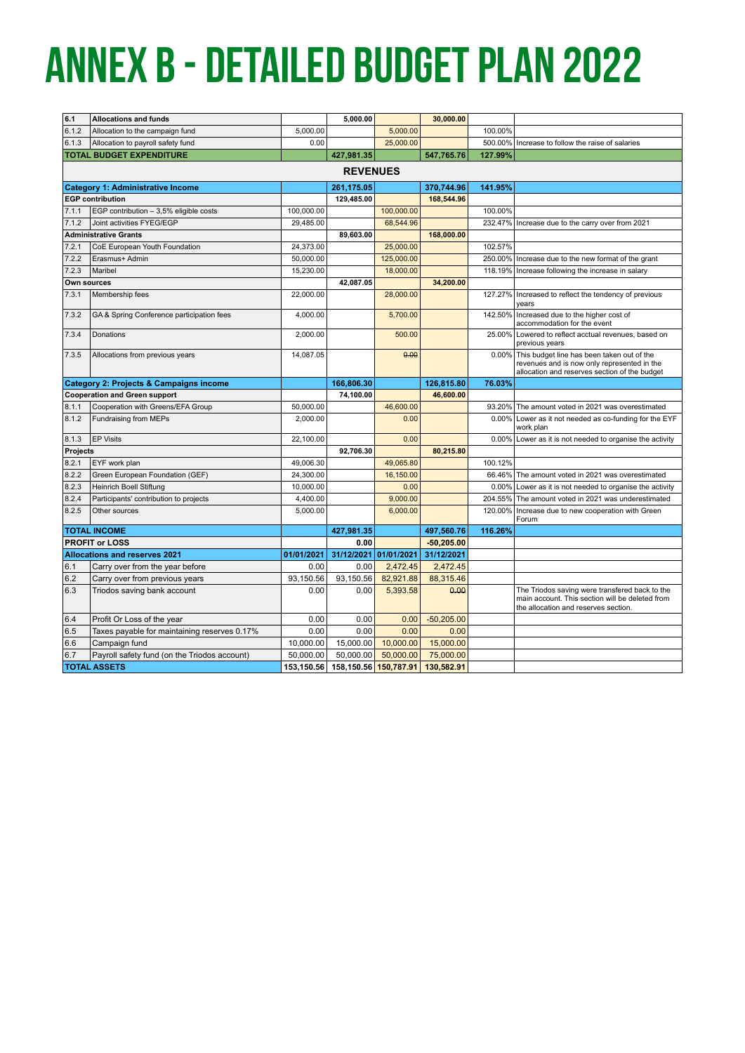# ANNEX B - DETAILED BUDGET PLAN 2022

| | | | | | | | |
|---|---|---|---|---|---|---|---|
| **6.1** | **Allocations and funds** | | **5,000.00** | | **30,000.00** | | |
| 6.1.2 | Allocation to the campaign fund | 5,000.00 | | 5,000.00 | | 100.00% | |
| 6.1.3 | Allocation to payroll safety fund | 0.00 | | 25,000.00 | | 500.00% | Increase to follow the raise of salaries |
| **TOTAL BUDGET EXPENDITURE** | | | **427,981.35** | | **547,765.76** | **127.99%** | |
| **REVENUES** | | | | | | | |
| **Category 1: Administrative Income** | | | **261,175.05** | | **370,744.96** | **141.95%** | |
| **EGP contribution** | | | **129,485.00** | | **168,544.96** | | |
| 7.1.1 | EGP contribution – 3,5% eligible costs | 100,000.00 | | 100,000.00 | | 100.00% | |
| 7.1.2 | Joint activities FYEG/EGP | 29,485.00 | | 68,544.96 | | 232.47% | Increase due to the carry over from 2021 |
| **Administrative Grants** | | | **89,603.00** | | **168,000.00** | | |
| 7.2.1 | CoE European Youth Foundation | 24,373.00 | | 25,000.00 | | 102.57% | |
| 7.2.2 | Erasmus+ Admin | 50,000.00 | | 125,000.00 | | 250.00% | Increase due to the new format of the grant |
| 7.2.3 | Maribel | 15,230.00 | | 18,000.00 | | 118.19% | Increase following the increase in salary |
| **Own sources** | | | **42,087.05** | | **34,200.00** | | |
| 7.3.1 | Membership fees | 22,000.00 | | 28,000.00 | | 127.27% | Increased to reflect the tendency of previous years |
| 7.3.2 | GA & Spring Conference participation fees | 4,000.00 | | 5,700.00 | | 142.50% | Increased due to the higher cost of accommodation for the event |
| 7.3.4 | Donations | 2,000.00 | | 500.00 | | 25.00% | Lowered to reflect acctual revenues, based on previous years |
| 7.3.5 | Allocations from previous years | 14,087.05 | | ~~0.00~~ | | 0.00% | This budget line has been taken out of the revenues and is now only represented in the allocation and reserves section of the budget |
| **Category 2: Projects & Campaigns income** | | | **166,806.30** | | **126,815.80** | **76.03%** | |
| **Cooperation and Green support** | | | **74,100.00** | | **46,600.00** | | |
| 8.1.1 | Cooperation with Greens/EFA Group | 50,000.00 | | 46,600.00 | | 93.20% | The amount voted in 2021 was overestimated |
| 8.1.2 | Fundraising from MEPs | 2,000.00 | | 0.00 | | 0.00% | Lower as it not needed as co-funding for the EYF work plan |
| 8.1.3 | EP Visits | 22,100.00 | | 0.00 | | 0.00% | Lower as it is not needed to organise the activity |
| **Projects** | | | **92,706.30** | | **80,215.80** | | |
| 8.2.1 | EYF work plan | 49,006.30 | | 49,065.80 | | 100.12% | |
| 8.2.2 | Green European Foundation (GEF) | 24,300.00 | | 16,150.00 | | 66.46% | The amount voted in 2021 was overestimated |
| 8.2.3 | Heinrich Boell Stiftung | 10,000.00 | | 0.00 | | 0.00% | Lower as it is not needed to organise the activity |
| 8.2.4 | Participants' contribution to projects | 4,400.00 | | 9,000.00 | | 204.55% | The amount voted in 2021 was underestimated |
| 8.2.5 | Other sources | 5,000.00 | | 6,000.00 | | 120.00% | Increase due to new cooperation with Green Forum |
| **TOTAL INCOME** | | | **427,981.35** | | **497,560.76** | **116.26%** | |
| **PROFIT or LOSS** | | | **0.00** | | **-50,205.00** | | |
| **Allocations and reserves 2021** | | **01/01/2021** | **31/12/2021** | **01/01/2021** | **31/12/2021** | | |
| 6.1 | Carry over from the year before | 0.00 | 0.00 | 2,472.45 | 2,472.45 | | |
| 6.2 | Carry over from previous years | 93,150.56 | 93,150.56 | 82,921.88 | 88,315.46 | | |
| 6.3 | Triodos saving bank account | 0.00 | 0.00 | 5,393.58 | ~~0.00~~ | | The Triodos saving were transfered back to the main account. This section will be deleted from the allocation and reserves section. |
| 6.4 | Profit Or Loss of the year | 0.00 | 0.00 | 0.00 | -50,205.00 | | |
| 6.5 | Taxes payable for maintaining reserves 0.17% | 0.00 | 0.00 | 0.00 | 0.00 | | |
| 6.6 | Campaign fund | 10,000.00 | 15,000.00 | 10,000.00 | 15,000.00 | | |
| 6.7 | Payroll safety fund (on the Triodos account) | 50,000.00 | 50,000.00 | 50,000.00 | 75,000.00 | | |
| **TOTAL ASSETS** | | **153,150.56** | **158,150.56** | **150,787.91** | **130,582.91** | | |